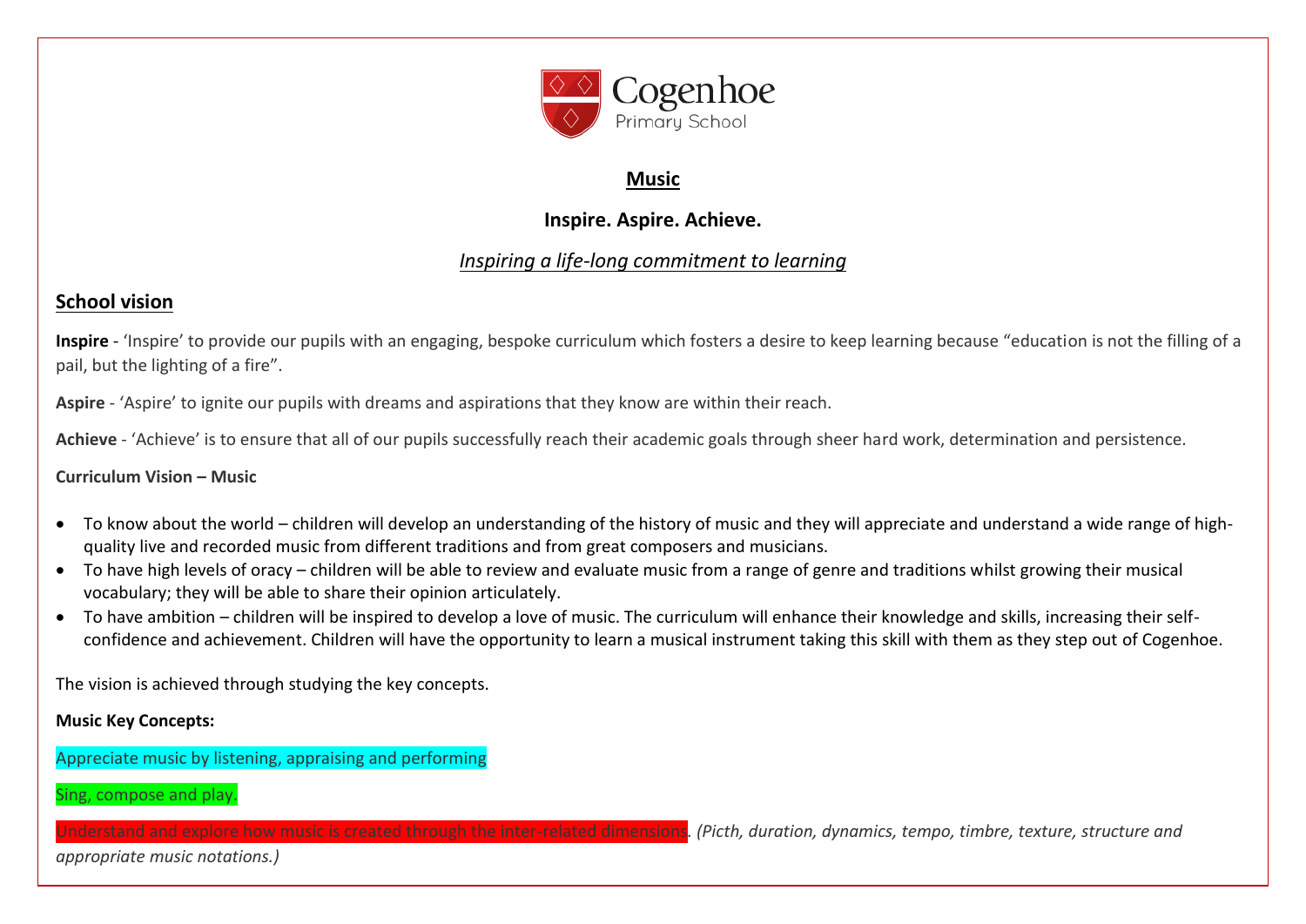Cogenhoe

Primary School

# Music

## Inspire. Aspire. Achieve.

*Inspiring a life-long commitment to learning*

## School vision

**Inspire** - 'Inspire' to provide our pupils with an engaging, bespoke curriculum which fosters a desire to keep learning because "education is not the filling of a pail, but the lighting of a fire".

**Aspire** - 'Aspire' to ignite our pupils with dreams and aspirations that they know are within their reach.

**Achieve** - 'Achieve' is to ensure that all of our pupils successfully reach their academic goals through sheer hard work, determination and persistence.

**Curriculum Vision – Music**

- To know about the world – children will develop an understanding of the history of music and they will appreciate and understand a wide range of high-quality live and recorded music from different traditions and from great composers and musicians.
- To have high levels of oracy – children will be able to review and evaluate music from a range of genre and traditions whilst growing their musical vocabulary; they will be able to share their opinion articulately.
- To have ambition – children will be inspired to develop a love of music. The curriculum will enhance their knowledge and skills, increasing their self-confidence and achievement. Children will have the opportunity to learn a musical instrument taking this skill with them as they step out of Cogenhoe.

The vision is achieved through studying the key concepts.

**Music Key Concepts:**

Appreciate music by listening, appraising and performing

Sing, compose and play.

Understand and explore how music is created through the inter-related dimensions. *(Picth, duration, dynamics, tempo, timbre, texture, structure and appropriate music notations.)*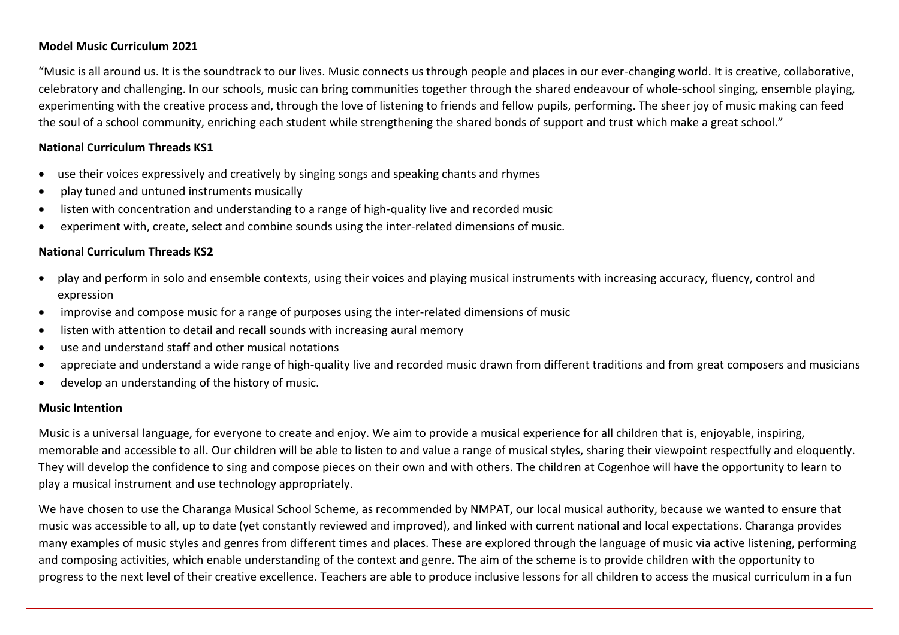**Model Music Curriculum 2021**

"Music is all around us. It is the soundtrack to our lives. Music connects us through people and places in our ever-changing world. It is creative, collaborative, celebratory and challenging. In our schools, music can bring communities together through the shared endeavour of whole-school singing, ensemble playing, experimenting with the creative process and, through the love of listening to friends and fellow pupils, performing. The sheer joy of music making can feed the soul of a school community, enriching each student while strengthening the shared bonds of support and trust which make a great school."

**National Curriculum Threads KS1**

- use their voices expressively and creatively by singing songs and speaking chants and rhymes
- play tuned and untuned instruments musically
- listen with concentration and understanding to a range of high-quality live and recorded music
- experiment with, create, select and combine sounds using the inter-related dimensions of music.

**National Curriculum Threads KS2**

- play and perform in solo and ensemble contexts, using their voices and playing musical instruments with increasing accuracy, fluency, control and expression
- improvise and compose music for a range of purposes using the inter-related dimensions of music
- listen with attention to detail and recall sounds with increasing aural memory
- use and understand staff and other musical notations
- appreciate and understand a wide range of high-quality live and recorded music drawn from different traditions and from great composers and musicians
- develop an understanding of the history of music.

**Music Intention**

Music is a universal language, for everyone to create and enjoy. We aim to provide a musical experience for all children that is, enjoyable, inspiring, memorable and accessible to all. Our children will be able to listen to and value a range of musical styles, sharing their viewpoint respectfully and eloquently. They will develop the confidence to sing and compose pieces on their own and with others. The children at Cogenhoe will have the opportunity to learn to play a musical instrument and use technology appropriately.

We have chosen to use the Charanga Musical School Scheme, as recommended by NMPAT, our local musical authority, because we wanted to ensure that music was accessible to all, up to date (yet constantly reviewed and improved), and linked with current national and local expectations. Charanga provides many examples of music styles and genres from different times and places. These are explored through the language of music via active listening, performing and composing activities, which enable understanding of the context and genre. The aim of the scheme is to provide children with the opportunity to progress to the next level of their creative excellence. Teachers are able to produce inclusive lessons for all children to access the musical curriculum in a fun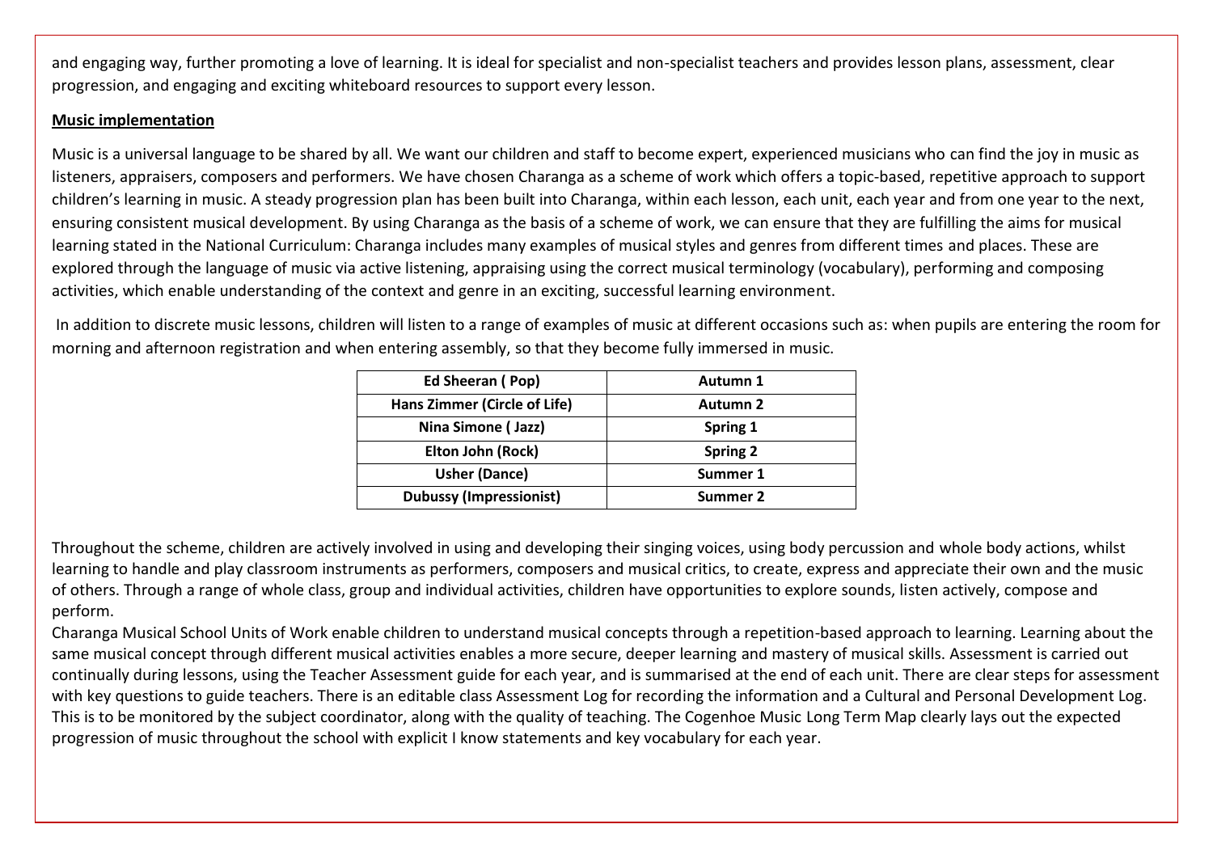and engaging way, further promoting a love of learning. It is ideal for specialist and non-specialist teachers and provides lesson plans, assessment, clear progression, and engaging and exciting whiteboard resources to support every lesson.

**Music implementation**

Music is a universal language to be shared by all. We want our children and staff to become expert, experienced musicians who can find the joy in music as listeners, appraisers, composers and performers. We have chosen Charanga as a scheme of work which offers a topic-based, repetitive approach to support children's learning in music. A steady progression plan has been built into Charanga, within each lesson, each unit, each year and from one year to the next, ensuring consistent musical development. By using Charanga as the basis of a scheme of work, we can ensure that they are fulfilling the aims for musical learning stated in the National Curriculum: Charanga includes many examples of musical styles and genres from different times and places. These are explored through the language of music via active listening, appraising using the correct musical terminology (vocabulary), performing and composing activities, which enable understanding of the context and genre in an exciting, successful learning environment.

In addition to discrete music lessons, children will listen to a range of examples of music at different occasions such as: when pupils are entering the room for morning and afternoon registration and when entering assembly, so that they become fully immersed in music.

| | |
|---|---|
| **Ed Sheeran ( Pop)** | **Autumn 1** |
| **Hans Zimmer (Circle of Life)** | **Autumn 2** |
| **Nina Simone ( Jazz)** | **Spring 1** |
| **Elton John (Rock)** | **Spring 2** |
| **Usher (Dance)** | **Summer 1** |
| **Dubussy (Impressionist)** | **Summer 2** |

Throughout the scheme, children are actively involved in using and developing their singing voices, using body percussion and whole body actions, whilst learning to handle and play classroom instruments as performers, composers and musical critics, to create, express and appreciate their own and the music of others. Through a range of whole class, group and individual activities, children have opportunities to explore sounds, listen actively, compose and perform.

Charanga Musical School Units of Work enable children to understand musical concepts through a repetition-based approach to learning. Learning about the same musical concept through different musical activities enables a more secure, deeper learning and mastery of musical skills. Assessment is carried out continually during lessons, using the Teacher Assessment guide for each year, and is summarised at the end of each unit. There are clear steps for assessment with key questions to guide teachers. There is an editable class Assessment Log for recording the information and a Cultural and Personal Development Log. This is to be monitored by the subject coordinator, along with the quality of teaching. The Cogenhoe Music Long Term Map clearly lays out the expected progression of music throughout the school with explicit I know statements and key vocabulary for each year.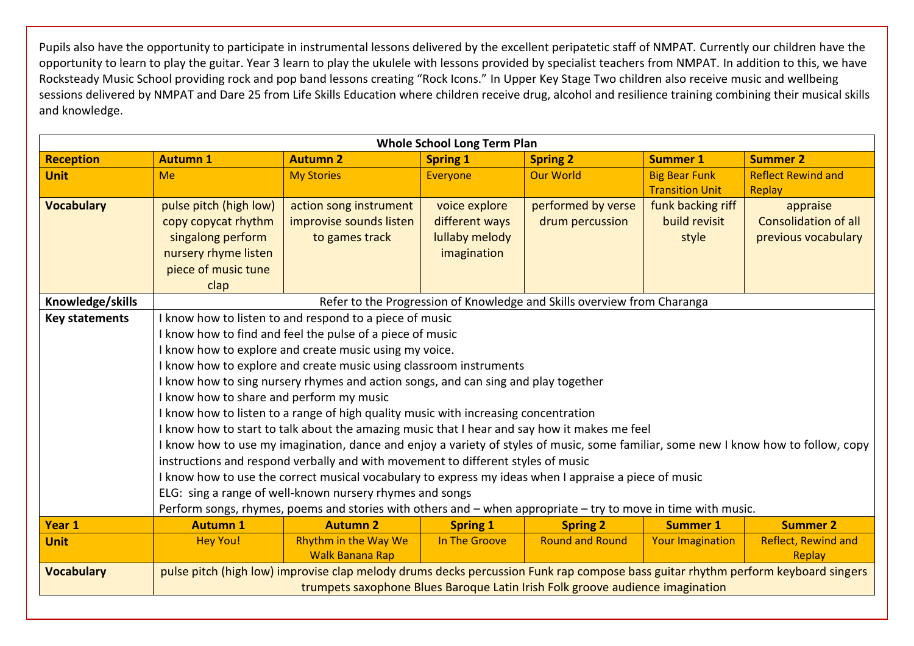Pupils also have the opportunity to participate in instrumental lessons delivered by the excellent peripatetic staff of NMPAT. Currently our children have the opportunity to learn to play the guitar. Year 3 learn to play the ukulele with lessons provided by specialist teachers from NMPAT. In addition to this, we have Rocksteady Music School providing rock and pop band lessons creating "Rock Icons." In Upper Key Stage Two children also receive music and wellbeing sessions delivered by NMPAT and Dare 25 from Life Skills Education where children receive drug, alcohol and resilience training combining their musical skills and knowledge.

| Whole School Long Term Plan | | | | | | |
|---|---|---|---|---|---|---|
| **Reception** | **Autumn 1** | **Autumn 2** | **Spring 1** | **Spring 2** | **Summer 1** | **Summer 2** |
| **Unit** | Me | My Stories | Everyone | Our World | Big Bear Funk Transition Unit | Reflect Rewind and Replay |
| **Vocabulary** | pulse pitch (high low) copy copycat rhythm singalong perform nursery rhyme listen piece of music tune clap | action song instrument improvise sounds listen to games track | voice explore different ways lullaby melody imagination | performed by verse drum percussion | funk backing riff build revisit style | appraise Consolidation of all previous vocabulary |
| **Knowledge/skills** | Refer to the Progression of Knowledge and Skills overview from Charanga | | | | | |
| **Key statements** | I know how to listen to and respond to a piece of music<br>I know how to find and feel the pulse of a piece of music<br>I know how to explore and create music using my voice.<br>I know how to explore and create music using classroom instruments<br>I know how to sing nursery rhymes and action songs, and can sing and play together<br>I know how to share and perform my music<br>I know how to listen to a range of high quality music with increasing concentration<br>I know how to start to talk about the amazing music that I hear and say how it makes me feel<br>I know how to use my imagination, dance and enjoy a variety of styles of music, some familiar, some new I know how to follow, copy instructions and respond verbally and with movement to different styles of music<br>I know how to use the correct musical vocabulary to express my ideas when I appraise a piece of music<br>ELG: sing a range of well-known nursery rhymes and songs<br>Perform songs, rhymes, poems and stories with others and – when appropriate – try to move in time with music. | | | | | |
| **Year 1** | **Autumn 1** | **Autumn 2** | **Spring 1** | **Spring 2** | **Summer 1** | **Summer 2** |
| **Unit** | Hey You! | Rhythm in the Way We Walk Banana Rap | In The Groove | Round and Round | Your Imagination | Reflect, Rewind and Replay |
| **Vocabulary** | pulse pitch (high low) improvise clap melody drums decks percussion Funk rap compose bass guitar rhythm perform keyboard singers trumpets saxophone Blues Baroque Latin Irish Folk groove audience imagination | | | | | |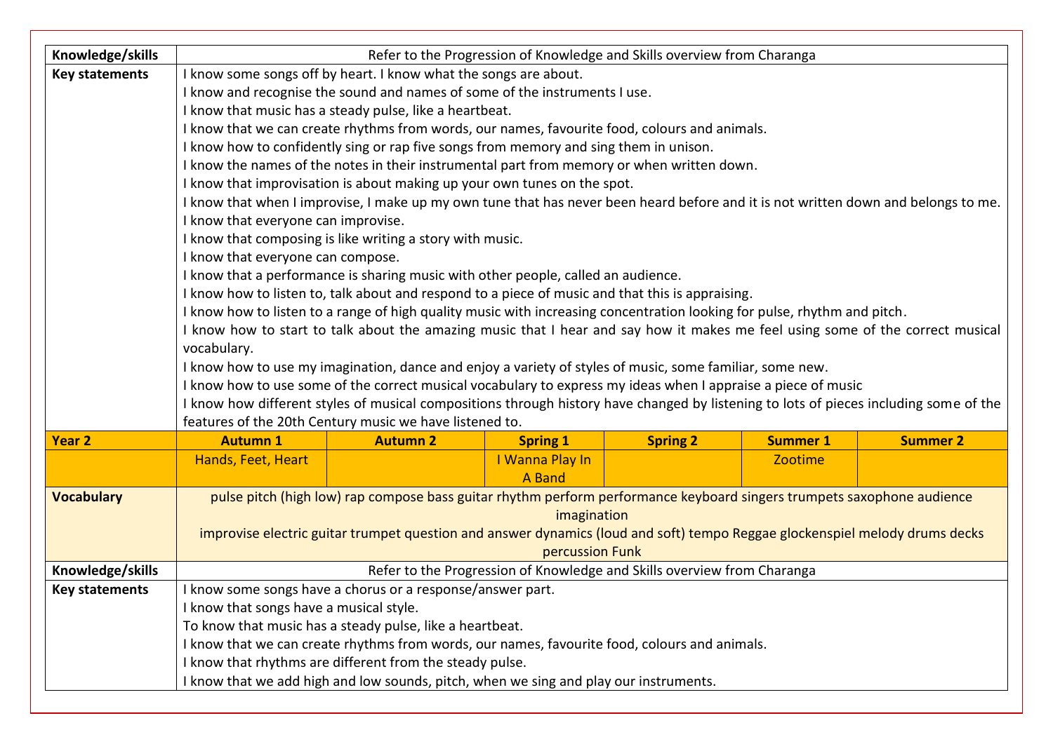| Knowledge/skills | Refer to the Progression of Knowledge and Skills overview from Charanga | | | | | |
|---|---|---|---|---|---|---|
| Key statements | I know some songs off by heart. I know what the songs are about.<br>I know and recognise the sound and names of some of the instruments I use.<br>I know that music has a steady pulse, like a heartbeat.<br>I know that we can create rhythms from words, our names, favourite food, colours and animals.<br>I know how to confidently sing or rap five songs from memory and sing them in unison.<br>I know the names of the notes in their instrumental part from memory or when written down.<br>I know that improvisation is about making up your own tunes on the spot.<br>I know that when I improvise, I make up my own tune that has never been heard before and it is not written down and belongs to me.<br>I know that everyone can improvise.<br>I know that composing is like writing a story with music.<br>I know that everyone can compose.<br>I know that a performance is sharing music with other people, called an audience.<br>I know how to listen to, talk about and respond to a piece of music and that this is appraising.<br>I know how to listen to a range of high quality music with increasing concentration looking for pulse, rhythm and pitch.<br>I know how to start to talk about the amazing music that I hear and say how it makes me feel using some of the correct musical vocabulary.<br>I know how to use my imagination, dance and enjoy a variety of styles of music, some familiar, some new.<br>I know how to use some of the correct musical vocabulary to express my ideas when I appraise a piece of music<br>I know how different styles of musical compositions through history have changed by listening to lots of pieces including some of the features of the 20th Century music we have listened to. | | | | | |
| **Year 2** | **Autumn 1** | **Autumn 2** | **Spring 1** | **Spring 2** | **Summer 1** | **Summer 2** |
| | Hands, Feet, Heart | | I Wanna Play In A Band | | Zootime | |
| **Vocabulary** | pulse pitch (high low) rap compose bass guitar rhythm perform performance keyboard singers trumpets saxophone audience imagination<br>improvise electric guitar trumpet question and answer dynamics (loud and soft) tempo Reggae glockenspiel melody drums decks percussion Funk | | | | | |
| **Knowledge/skills** | Refer to the Progression of Knowledge and Skills overview from Charanga | | | | | |
| **Key statements** | I know some songs have a chorus or a response/answer part.<br>I know that songs have a musical style.<br>To know that music has a steady pulse, like a heartbeat.<br>I know that we can create rhythms from words, our names, favourite food, colours and animals.<br>I know that rhythms are different from the steady pulse.<br>I know that we add high and low sounds, pitch, when we sing and play our instruments. | | | | | |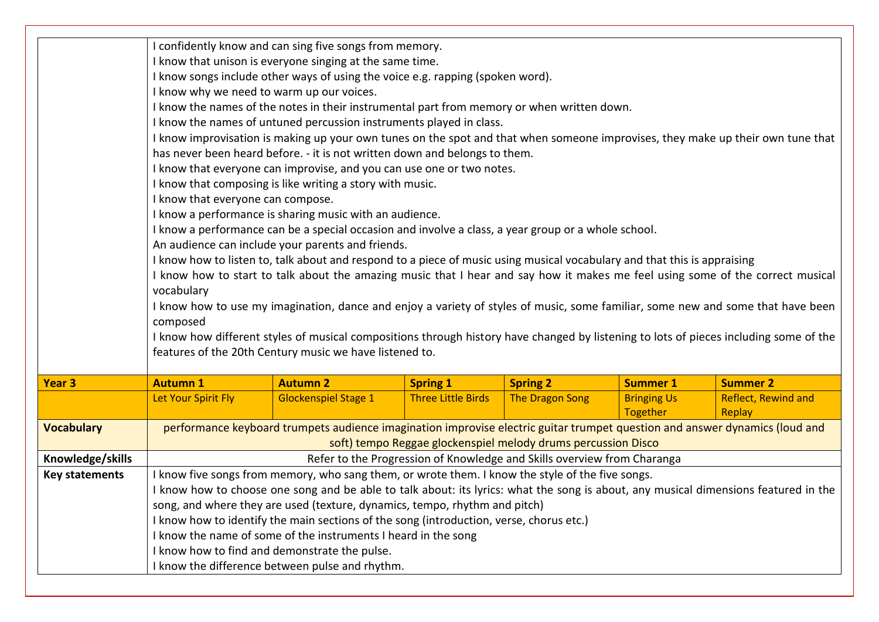| | | | | | | |
|---|---|---|---|---|---|---|
| | I confidently know and can sing five songs from memory.<br>I know that unison is everyone singing at the same time.<br>I know songs include other ways of using the voice e.g. rapping (spoken word).<br>I know why we need to warm up our voices.<br>I know the names of the notes in their instrumental part from memory or when written down.<br>I know the names of untuned percussion instruments played in class.<br>I know improvisation is making up your own tunes on the spot and that when someone improvises, they make up their own tune that has never been heard before. - it is not written down and belongs to them.<br>I know that everyone can improvise, and you can use one or two notes.<br>I know that composing is like writing a story with music.<br>I know that everyone can compose.<br>I know a performance is sharing music with an audience.<br>I know a performance can be a special occasion and involve a class, a year group or a whole school.<br>An audience can include your parents and friends.<br>I know how to listen to, talk about and respond to a piece of music using musical vocabulary and that this is appraising<br>I know how to start to talk about the amazing music that I hear and say how it makes me feel using some of the correct musical vocabulary<br>I know how to use my imagination, dance and enjoy a variety of styles of music, some familiar, some new and some that have been composed<br>I know how different styles of musical compositions through history have changed by listening to lots of pieces including some of the features of the 20th Century music we have listened to. | | | | | |
| **Year 3** | **Autumn 1** | **Autumn 2** | **Spring 1** | **Spring 2** | **Summer 1** | **Summer 2** |
| | Let Your Spirit Fly | Glockenspiel Stage 1 | Three Little Birds | The Dragon Song | Bringing Us Together | Reflect, Rewind and Replay |
| **Vocabulary** | performance keyboard trumpets audience imagination improvise electric guitar trumpet question and answer dynamics (loud and soft) tempo Reggae glockenspiel melody drums percussion Disco | | | | | |
| **Knowledge/skills** | Refer to the Progression of Knowledge and Skills overview from Charanga | | | | | |
| **Key statements** | I know five songs from memory, who sang them, or wrote them. I know the style of the five songs.<br>I know how to choose one song and be able to talk about: its lyrics: what the song is about, any musical dimensions featured in the song, and where they are used (texture, dynamics, tempo, rhythm and pitch)<br>I know how to identify the main sections of the song (introduction, verse, chorus etc.)<br>I know the name of some of the instruments I heard in the song<br>I know how to find and demonstrate the pulse.<br>I know the difference between pulse and rhythm. | | | | | |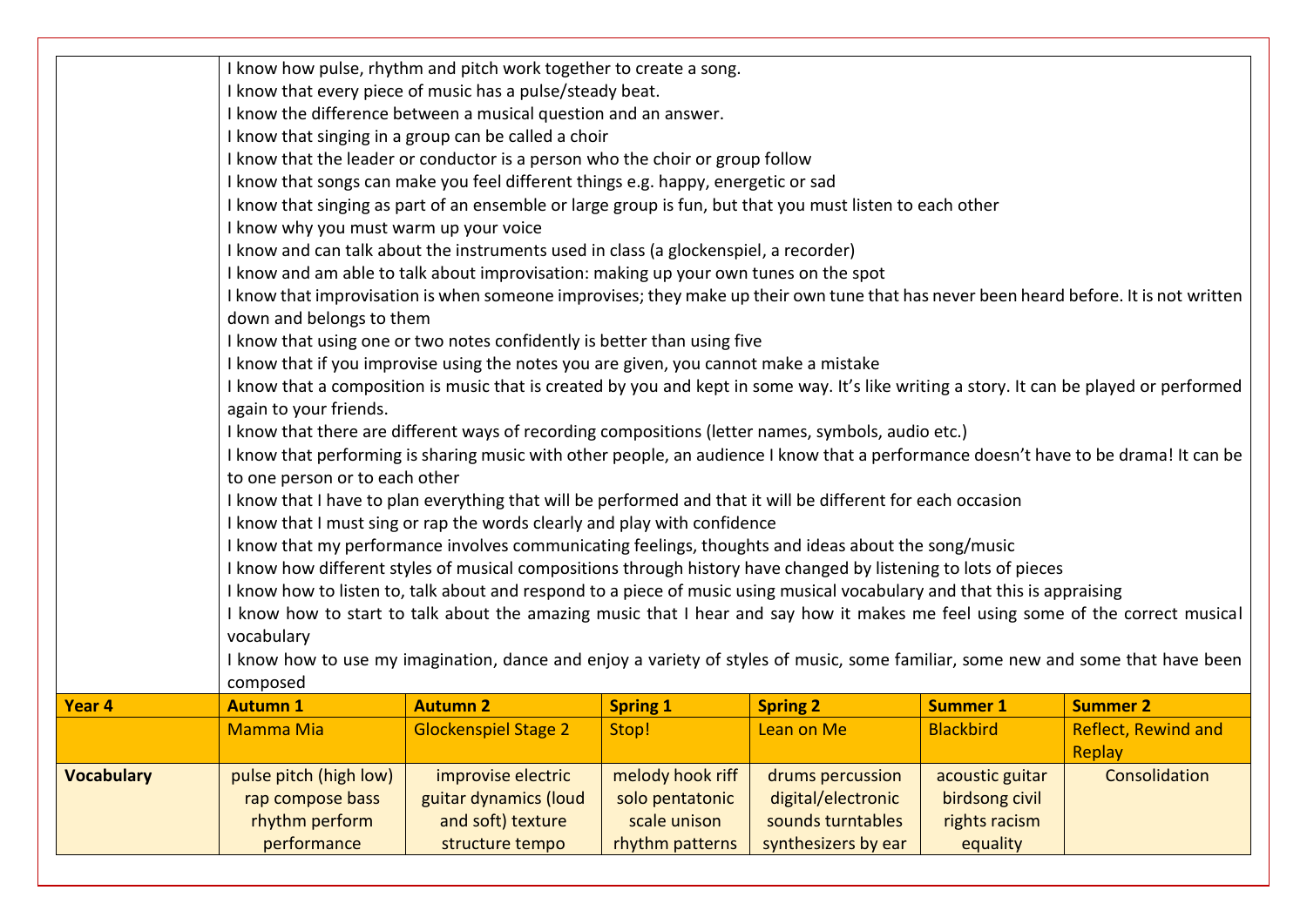| | | | | | | |
|---|---|---|---|---|---|---|
| | I know how pulse, rhythm and pitch work together to create a song.<br>I know that every piece of music has a pulse/steady beat.<br>I know the difference between a musical question and an answer.<br>I know that singing in a group can be called a choir<br>I know that the leader or conductor is a person who the choir or group follow<br>I know that songs can make you feel different things e.g. happy, energetic or sad<br>I know that singing as part of an ensemble or large group is fun, but that you must listen to each other<br>I know why you must warm up your voice<br>I know and can talk about the instruments used in class (a glockenspiel, a recorder)<br>I know and am able to talk about improvisation: making up your own tunes on the spot<br>I know that improvisation is when someone improvises; they make up their own tune that has never been heard before. It is not written down and belongs to them<br>I know that using one or two notes confidently is better than using five<br>I know that if you improvise using the notes you are given, you cannot make a mistake<br>I know that a composition is music that is created by you and kept in some way. It's like writing a story. It can be played or performed again to your friends.<br>I know that there are different ways of recording compositions (letter names, symbols, audio etc.)<br>I know that performing is sharing music with other people, an audience I know that a performance doesn't have to be drama! It can be to one person or to each other<br>I know that I have to plan everything that will be performed and that it will be different for each occasion<br>I know that I must sing or rap the words clearly and play with confidence<br>I know that my performance involves communicating feelings, thoughts and ideas about the song/music<br>I know how different styles of musical compositions through history have changed by listening to lots of pieces<br>I know how to listen to, talk about and respond to a piece of music using musical vocabulary and that this is appraising<br>I know how to start to talk about the amazing music that I hear and say how it makes me feel using some of the correct musical vocabulary<br>I know how to use my imagination, dance and enjoy a variety of styles of music, some familiar, some new and some that have been composed | | | | | |
| **Year 4** | **Autumn 1** | **Autumn 2** | **Spring 1** | **Spring 2** | **Summer 1** | **Summer 2** |
| | Mamma Mia | Glockenspiel Stage 2 | Stop! | Lean on Me | Blackbird | Reflect, Rewind and Replay |
| **Vocabulary** | pulse pitch (high low) rap compose bass rhythm perform performance | improvise electric guitar dynamics (loud and soft) texture structure tempo | melody hook riff solo pentatonic scale unison rhythm patterns | drums percussion digital/electronic sounds turntables synthesizers by ear | acoustic guitar birdsong civil rights racism equality | Consolidation |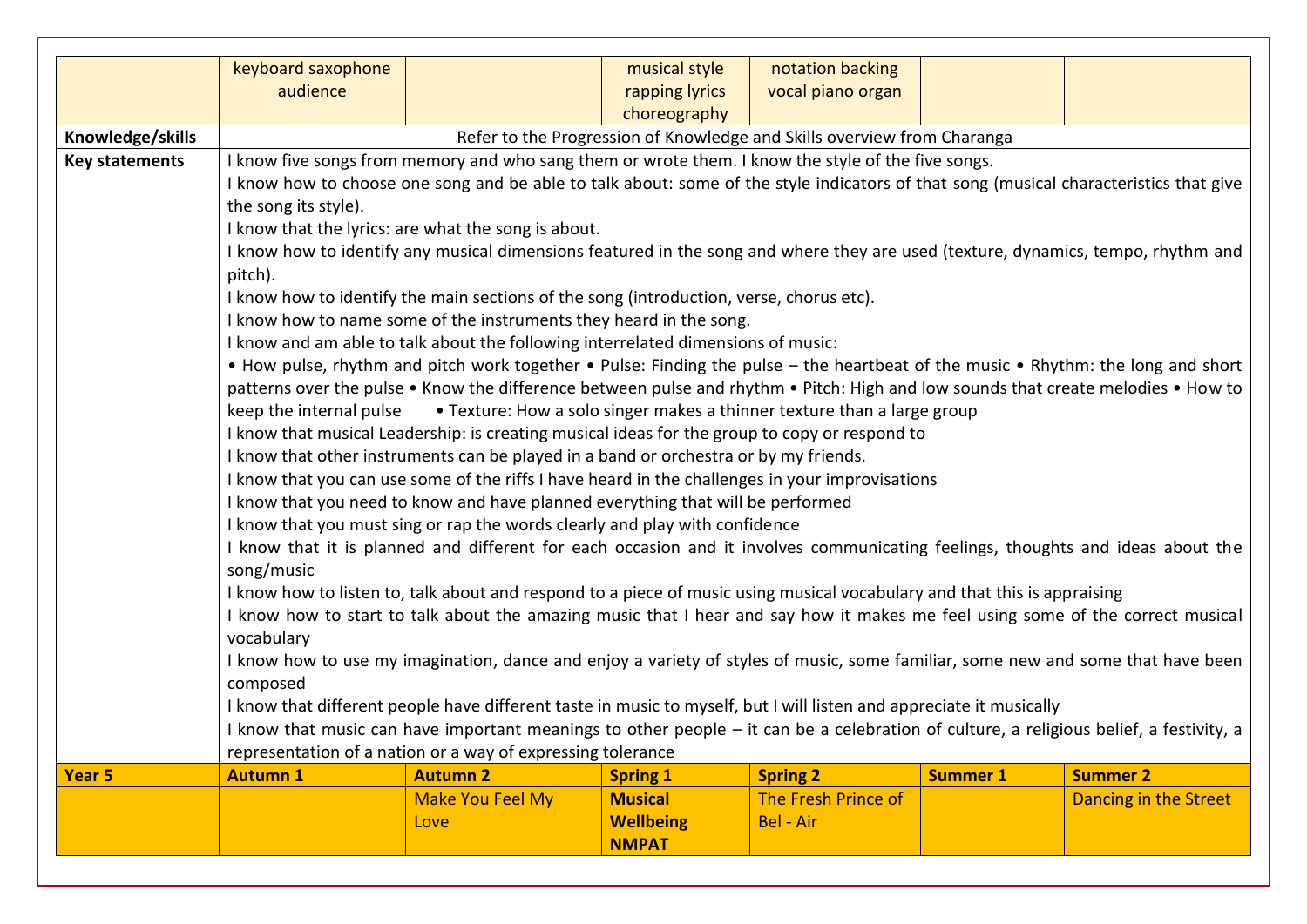| | | | | | | |
|---|---|---|---|---|---|---|
| | keyboard saxophone audience | | musical style rapping lyrics choreography | notation backing vocal piano organ | | |
| **Knowledge/skills** | Refer to the Progression of Knowledge and Skills overview from Charanga | | | | | |
| **Key statements** | I know five songs from memory and who sang them or wrote them. I know the style of the five songs.<br>I know how to choose one song and be able to talk about: some of the style indicators of that song (musical characteristics that give the song its style).<br>I know that the lyrics: are what the song is about.<br>I know how to identify any musical dimensions featured in the song and where they are used (texture, dynamics, tempo, rhythm and pitch).<br>I know how to identify the main sections of the song (introduction, verse, chorus etc).<br>I know how to name some of the instruments they heard in the song.<br>I know and am able to talk about the following interrelated dimensions of music:<br>• How pulse, rhythm and pitch work together • Pulse: Finding the pulse – the heartbeat of the music • Rhythm: the long and short patterns over the pulse • Know the difference between pulse and rhythm • Pitch: High and low sounds that create melodies • How to keep the internal pulse • Texture: How a solo singer makes a thinner texture than a large group<br>I know that musical Leadership: is creating musical ideas for the group to copy or respond to<br>I know that other instruments can be played in a band or orchestra or by my friends.<br>I know that you can use some of the riffs I have heard in the challenges in your improvisations<br>I know that you need to know and have planned everything that will be performed<br>I know that you must sing or rap the words clearly and play with confidence<br>I know that it is planned and different for each occasion and it involves communicating feelings, thoughts and ideas about the song/music<br>I know how to listen to, talk about and respond to a piece of music using musical vocabulary and that this is appraising<br>I know how to start to talk about the amazing music that I hear and say how it makes me feel using some of the correct musical vocabulary<br>I know how to use my imagination, dance and enjoy a variety of styles of music, some familiar, some new and some that have been composed<br>I know that different people have different taste in music to myself, but I will listen and appreciate it musically<br>I know that music can have important meanings to other people – it can be a celebration of culture, a religious belief, a festivity, a representation of a nation or a way of expressing tolerance | | | | | | |
| **Year 5** | **Autumn 1** | **Autumn 2** | **Spring 1** | **Spring 2** | **Summer 1** | **Summer 2** |
| | | Make You Feel My Love | **Musical Wellbeing NMPAT** | The Fresh Prince of Bel - Air | | Dancing in the Street |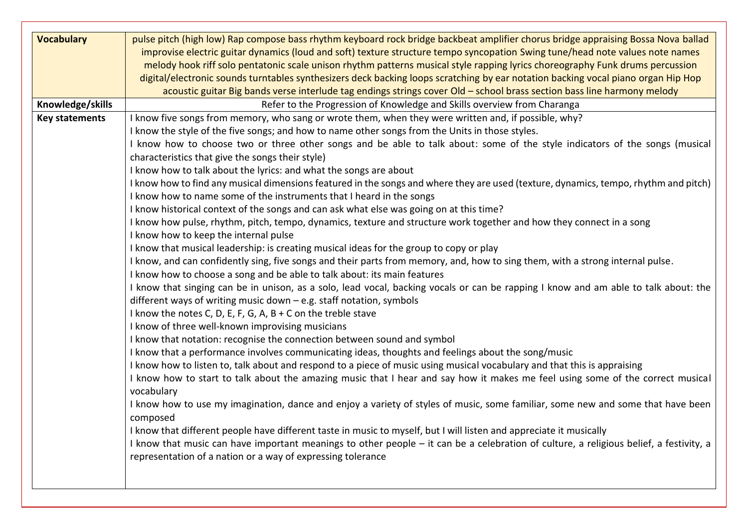| | |
|---|---|
| **Vocabulary** | pulse pitch (high low) Rap compose bass rhythm keyboard rock bridge backbeat amplifier chorus bridge appraising Bossa Nova ballad improvise electric guitar dynamics (loud and soft) texture structure tempo syncopation Swing tune/head note values note names melody hook riff solo pentatonic scale unison rhythm patterns musical style rapping lyrics choreography Funk drums percussion digital/electronic sounds turntables synthesizers deck backing loops scratching by ear notation backing vocal piano organ Hip Hop acoustic guitar Big bands verse interlude tag endings strings cover Old – school brass section bass line harmony melody |
| **Knowledge/skills** | Refer to the Progression of Knowledge and Skills overview from Charanga |
| **Key statements** | I know five songs from memory, who sang or wrote them, when they were written and, if possible, why?<br>I know the style of the five songs; and how to name other songs from the Units in those styles.<br>I know how to choose two or three other songs and be able to talk about: some of the style indicators of the songs (musical characteristics that give the songs their style)<br>I know how to talk about the lyrics: and what the songs are about<br>I know how to find any musical dimensions featured in the songs and where they are used (texture, dynamics, tempo, rhythm and pitch)<br>I know how to name some of the instruments that I heard in the songs<br>I know historical context of the songs and can ask what else was going on at this time?<br>I know how pulse, rhythm, pitch, tempo, dynamics, texture and structure work together and how they connect in a song<br>I know how to keep the internal pulse<br>I know that musical leadership: is creating musical ideas for the group to copy or play<br>I know, and can confidently sing, five songs and their parts from memory, and, how to sing them, with a strong internal pulse.<br>I know how to choose a song and be able to talk about: its main features<br>I know that singing can be in unison, as a solo, lead vocal, backing vocals or can be rapping I know and am able to talk about: the different ways of writing music down – e.g. staff notation, symbols<br>I know the notes C, D, E, F, G, A, B + C on the treble stave<br>I know of three well-known improvising musicians<br>I know that notation: recognise the connection between sound and symbol<br>I know that a performance involves communicating ideas, thoughts and feelings about the song/music<br>I know how to listen to, talk about and respond to a piece of music using musical vocabulary and that this is appraising<br>I know how to start to talk about the amazing music that I hear and say how it makes me feel using some of the correct musical vocabulary<br>I know how to use my imagination, dance and enjoy a variety of styles of music, some familiar, some new and some that have been composed<br>I know that different people have different taste in music to myself, but I will listen and appreciate it musically<br>I know that music can have important meanings to other people – it can be a celebration of culture, a religious belief, a festivity, a representation of a nation or a way of expressing tolerance |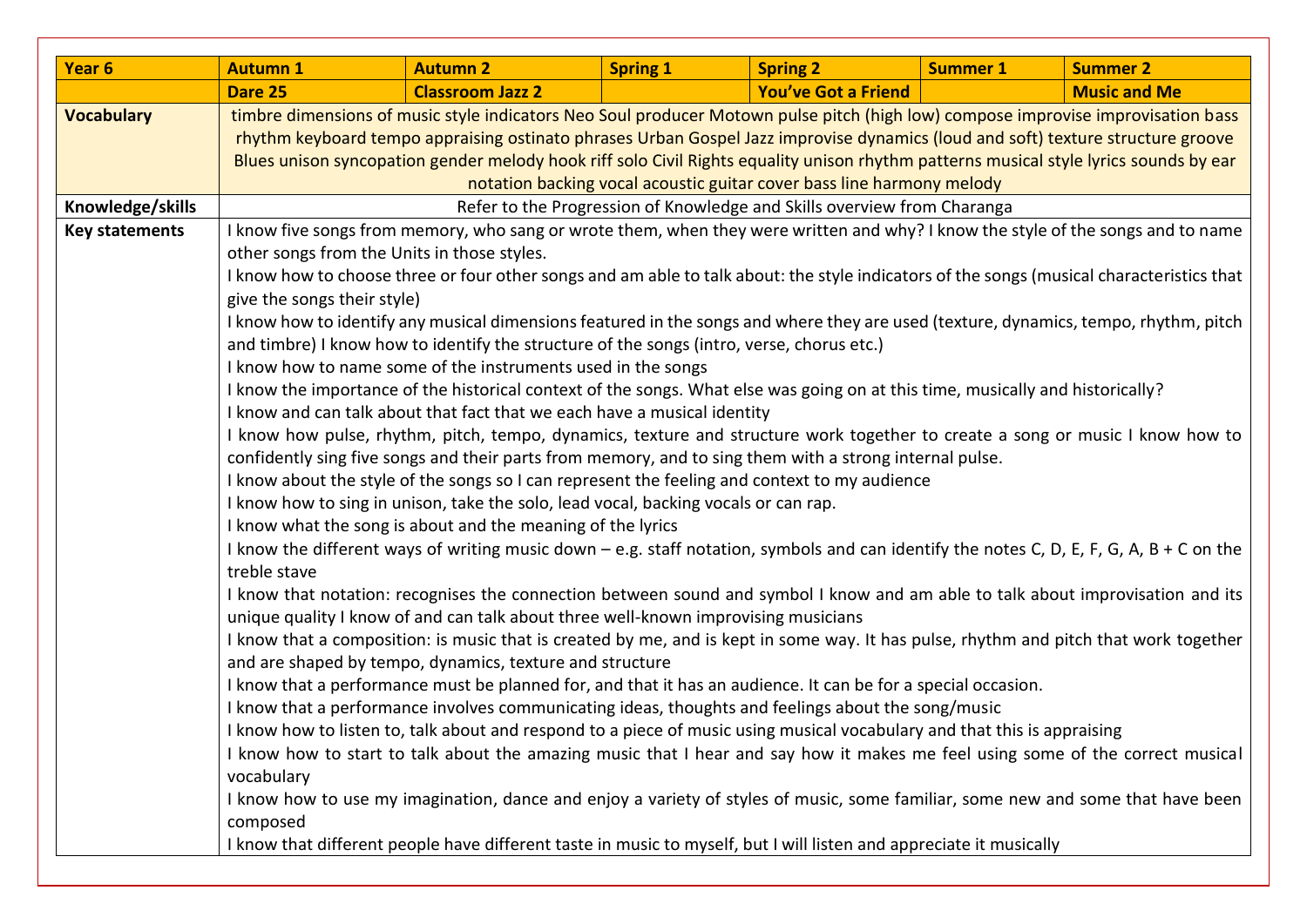| Year 6 | Autumn 1 | Autumn 2 | Spring 1 | Spring 2 | Summer 1 | Summer 2 |
|---|---|---|---|---|---|---|
| | **Dare 25** | **Classroom Jazz 2** | | **You've Got a Friend** | | **Music and Me** |
| **Vocabulary** | timbre dimensions of music style indicators Neo Soul producer Motown pulse pitch (high low) compose improvise improvisation bass rhythm keyboard tempo appraising ostinato phrases Urban Gospel Jazz improvise dynamics (loud and soft) texture structure groove Blues unison syncopation gender melody hook riff solo Civil Rights equality unison rhythm patterns musical style lyrics sounds by ear notation backing vocal acoustic guitar cover bass line harmony melody | | | | | |
| **Knowledge/skills** | Refer to the Progression of Knowledge and Skills overview from Charanga | | | | | |
| **Key statements** | I know five songs from memory, who sang or wrote them, when they were written and why? I know the style of the songs and to name other songs from the Units in those styles.<br>I know how to choose three or four other songs and am able to talk about: the style indicators of the songs (musical characteristics that give the songs their style)<br>I know how to identify any musical dimensions featured in the songs and where they are used (texture, dynamics, tempo, rhythm, pitch and timbre) I know how to identify the structure of the songs (intro, verse, chorus etc.)<br>I know how to name some of the instruments used in the songs<br>I know the importance of the historical context of the songs. What else was going on at this time, musically and historically?<br>I know and can talk about that fact that we each have a musical identity<br>I know how pulse, rhythm, pitch, tempo, dynamics, texture and structure work together to create a song or music I know how to confidently sing five songs and their parts from memory, and to sing them with a strong internal pulse.<br>I know about the style of the songs so I can represent the feeling and context to my audience<br>I know how to sing in unison, take the solo, lead vocal, backing vocals or can rap.<br>I know what the song is about and the meaning of the lyrics<br>I know the different ways of writing music down – e.g. staff notation, symbols and can identify the notes C, D, E, F, G, A, B + C on the treble stave<br>I know that notation: recognises the connection between sound and symbol I know and am able to talk about improvisation and its unique quality I know of and can talk about three well-known improvising musicians<br>I know that a composition: is music that is created by me, and is kept in some way. It has pulse, rhythm and pitch that work together and are shaped by tempo, dynamics, texture and structure<br>I know that a performance must be planned for, and that it has an audience. It can be for a special occasion.<br>I know that a performance involves communicating ideas, thoughts and feelings about the song/music<br>I know how to listen to, talk about and respond to a piece of music using musical vocabulary and that this is appraising<br>I know how to start to talk about the amazing music that I hear and say how it makes me feel using some of the correct musical vocabulary<br>I know how to use my imagination, dance and enjoy a variety of styles of music, some familiar, some new and some that have been composed<br>I know that different people have different taste in music to myself, but I will listen and appreciate it musically | | | | | |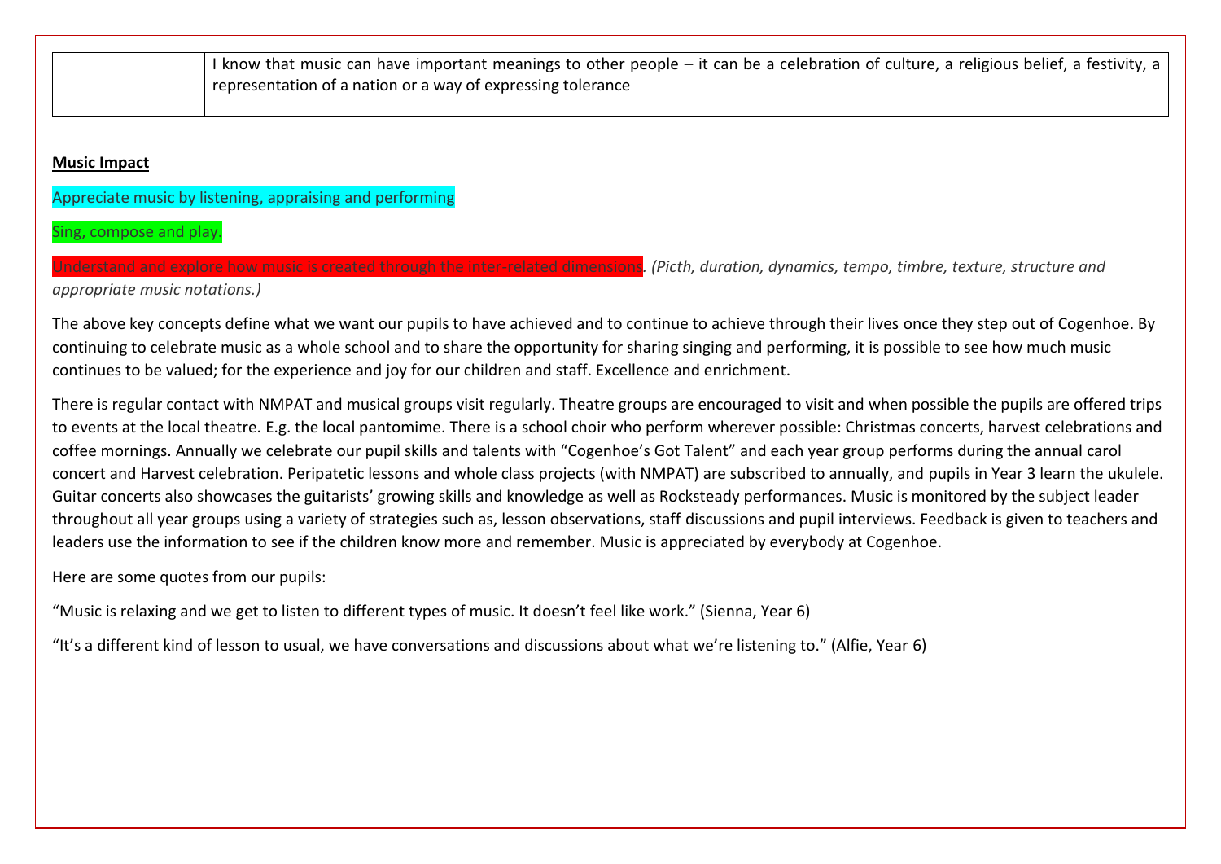| | |
|---|---|
| | I know that music can have important meanings to other people – it can be a celebration of culture, a religious belief, a festivity, a representation of a nation or a way of expressing tolerance |

**Music Impact**

Appreciate music by listening, appraising and performing

Sing, compose and play.

Understand and explore how music is created through the inter-related dimensions. *(Picth, duration, dynamics, tempo, timbre, texture, structure and appropriate music notations.)*

The above key concepts define what we want our pupils to have achieved and to continue to achieve through their lives once they step out of Cogenhoe. By continuing to celebrate music as a whole school and to share the opportunity for sharing singing and performing, it is possible to see how much music continues to be valued; for the experience and joy for our children and staff. Excellence and enrichment.

There is regular contact with NMPAT and musical groups visit regularly. Theatre groups are encouraged to visit and when possible the pupils are offered trips to events at the local theatre. E.g. the local pantomime. There is a school choir who perform wherever possible: Christmas concerts, harvest celebrations and coffee mornings. Annually we celebrate our pupil skills and talents with "Cogenhoe's Got Talent" and each year group performs during the annual carol concert and Harvest celebration. Peripatetic lessons and whole class projects (with NMPAT) are subscribed to annually, and pupils in Year 3 learn the ukulele. Guitar concerts also showcases the guitarists' growing skills and knowledge as well as Rocksteady performances. Music is monitored by the subject leader throughout all year groups using a variety of strategies such as, lesson observations, staff discussions and pupil interviews. Feedback is given to teachers and leaders use the information to see if the children know more and remember. Music is appreciated by everybody at Cogenhoe.

Here are some quotes from our pupils:

"Music is relaxing and we get to listen to different types of music. It doesn't feel like work." (Sienna, Year 6)

"It's a different kind of lesson to usual, we have conversations and discussions about what we're listening to." (Alfie, Year 6)